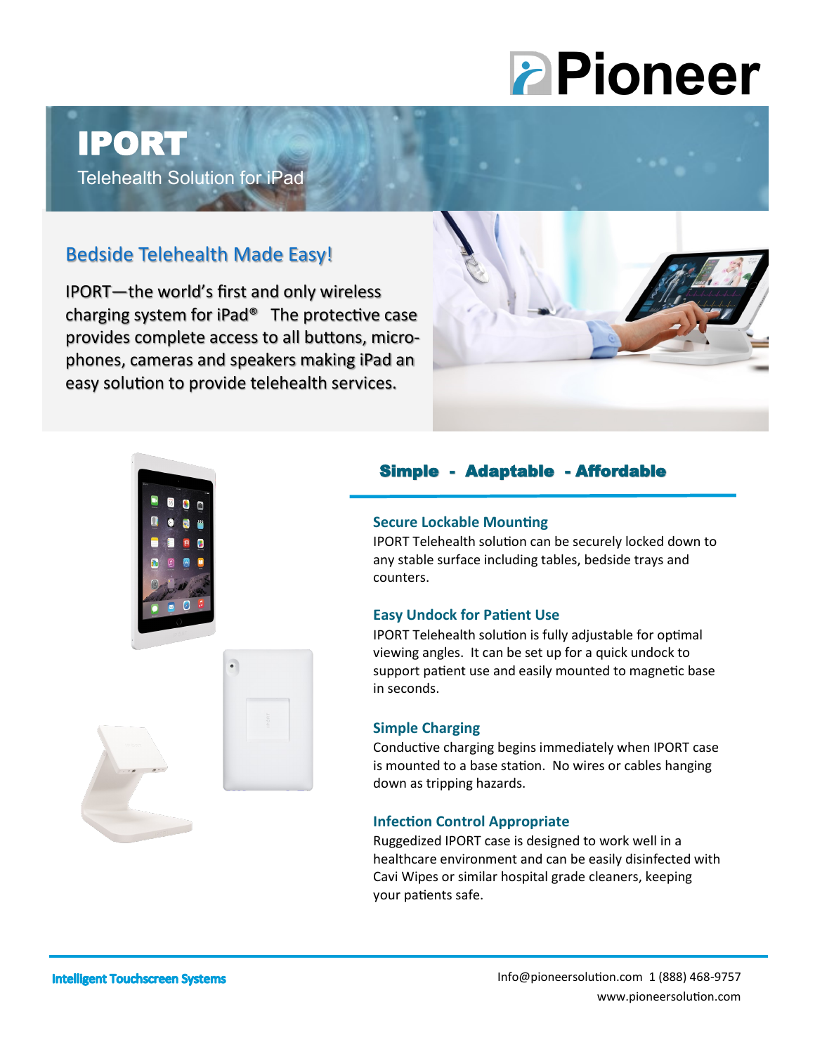Pioneer

# IPORT

Telehealth Solution for iPad

## Bedside Telehealth Made Easy!

IPORT—the world's first and only wireless charging system for iPad® The protective case provides complete access to all buttons, microphones, cameras and speakers making iPad an easy solution to provide telehealth services.

## Simple - Adaptable - Affordable

### Secure Lockable Mounting

IPORT Telehealth solution can be securely locked down to any stable surface including tables, bedside trays and counters.

### Easy Undock for Patient Use

IPORT Telehealth solution is fully adjustable for optimal viewing angles. It can be set up for a quick undock to support patient use and easily mounted to magnetic base in seconds.

### Simple Charging

Conductive charging begins immediately when IPORT case is mounted to a base station. No wires or cables hanging down as tripping hazards.

### Infection Control Appropriate

Ruggedized IPORT case is designed to work well in a healthcare environment and can be easily disinfected with Cavi Wipes or similar hospital grade cleaners, keeping your patients safe.

**Intelligent Touchscreen Systems**

Info@pioneersolution.com 1 (888) 468-9757
www.pioneersolution.com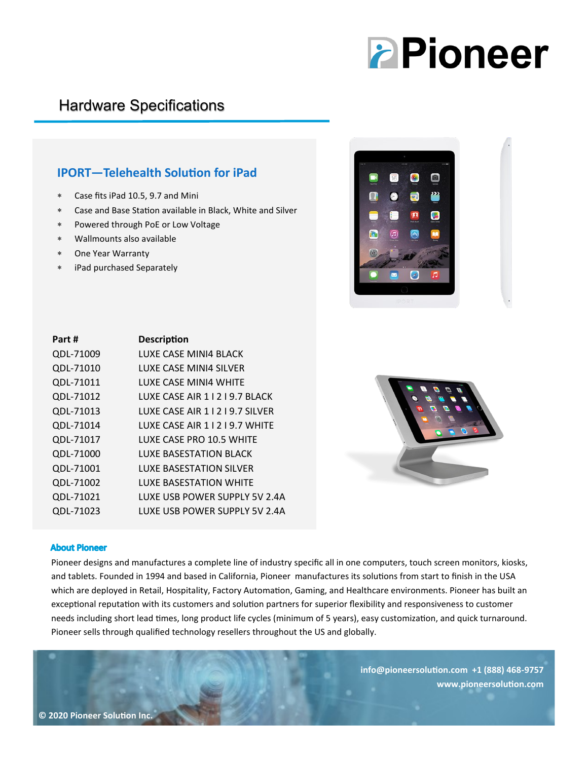# Pioneer

## Hardware Specifications

### IPORT—Telehealth Solution for iPad

- Case fits iPad 10.5, 9.7 and Mini
- Case and Base Station available in Black, White and Silver
- Powered through PoE or Low Voltage
- Wallmounts also available
- One Year Warranty
- iPad purchased Separately

| Part # | Description |
|---|---|
| QDL-71009 | LUXE CASE MINI4 BLACK |
| QDL-71010 | LUXE CASE MINI4 SILVER |
| QDL-71011 | LUXE CASE MINI4 WHITE |
| QDL-71012 | LUXE CASE AIR 1 I 2 I 9.7 BLACK |
| QDL-71013 | LUXE CASE AIR 1 I 2 I 9.7 SILVER |
| QDL-71014 | LUXE CASE AIR 1 I 2 I 9.7 WHITE |
| QDL-71017 | LUXE CASE PRO 10.5 WHITE |
| QDL-71000 | LUXE BASESTATION BLACK |
| QDL-71001 | LUXE BASESTATION SILVER |
| QDL-71002 | LUXE BASESTATION WHITE |
| QDL-71021 | LUXE USB POWER SUPPLY 5V 2.4A |
| QDL-71023 | LUXE USB POWER SUPPLY 5V 2.4A |

### About Pioneer

Pioneer designs and manufactures a complete line of industry specific all in one computers, touch screen monitors, kiosks, and tablets. Founded in 1994 and based in California, Pioneer manufactures its solutions from start to finish in the USA which are deployed in Retail, Hospitality, Factory Automation, Gaming, and Healthcare environments. Pioneer has built an exceptional reputation with its customers and solution partners for superior flexibility and responsiveness to customer needs including short lead times, long product life cycles (minimum of 5 years), easy customization, and quick turnaround. Pioneer sells through qualified technology resellers throughout the US and globally.

**info@pioneersolution.com +1 (888) 468-9757**
**www.pioneersolution.com**

**© 2020 Pioneer Solution Inc.**